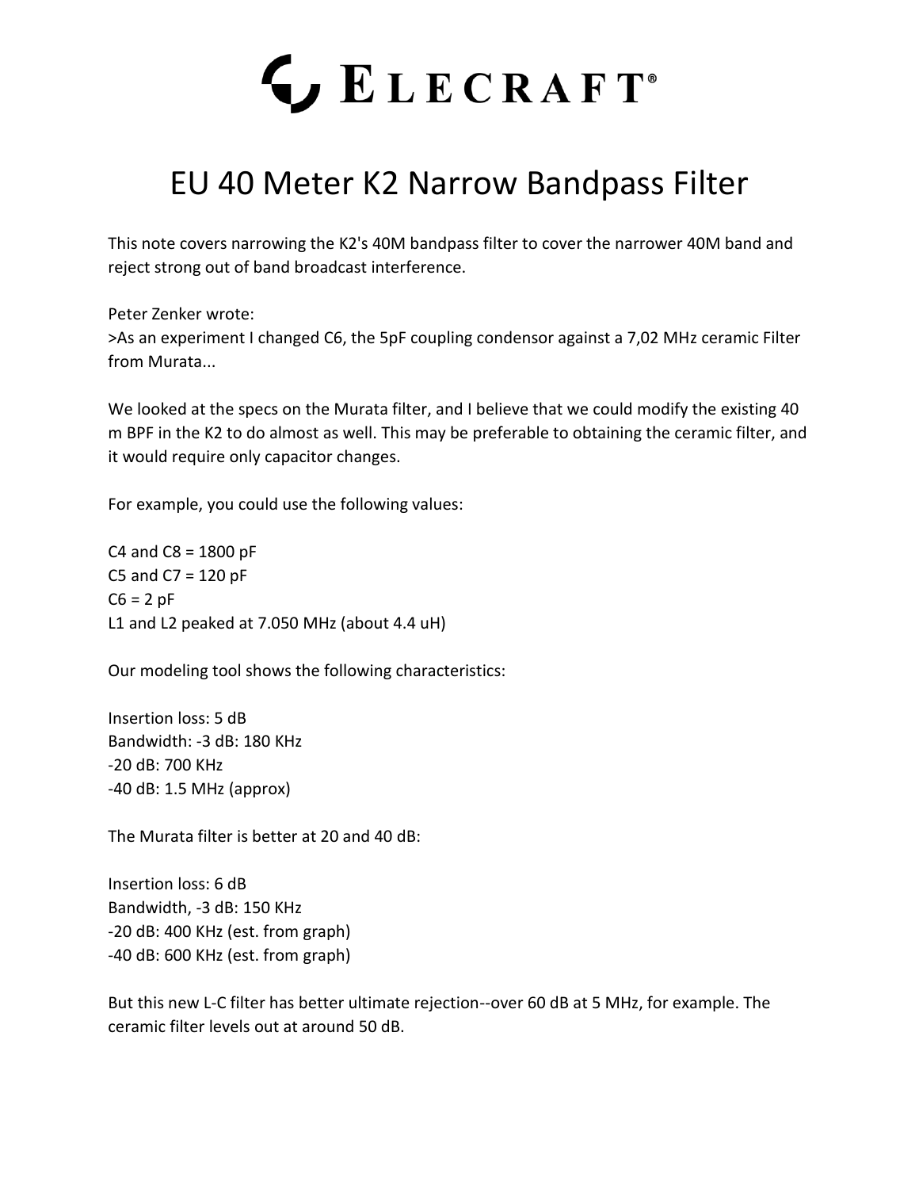# ELECRAFT®

# EU 40 Meter K2 Narrow Bandpass Filter

This note covers narrowing the K2's 40M bandpass filter to cover the narrower 40M band and reject strong out of band broadcast interference.

Peter Zenker wrote:
>As an experiment I changed C6, the 5pF coupling condensor against a 7,02 MHz ceramic Filter from Murata...

We looked at the specs on the Murata filter, and I believe that we could modify the existing 40 m BPF in the K2 to do almost as well. This may be preferable to obtaining the ceramic filter, and it would require only capacitor changes.

For example, you could use the following values:

C4 and C8 = 1800 pF
C5 and C7 = 120 pF
C6 = 2 pF
L1 and L2 peaked at 7.050 MHz (about 4.4 uH)

Our modeling tool shows the following characteristics:

Insertion loss: 5 dB
Bandwidth: -3 dB: 180 KHz
-20 dB: 700 KHz
-40 dB: 1.5 MHz (approx)

The Murata filter is better at 20 and 40 dB:

Insertion loss: 6 dB
Bandwidth, -3 dB: 150 KHz
-20 dB: 400 KHz (est. from graph)
-40 dB: 600 KHz (est. from graph)

But this new L-C filter has better ultimate rejection--over 60 dB at 5 MHz, for example. The ceramic filter levels out at around 50 dB.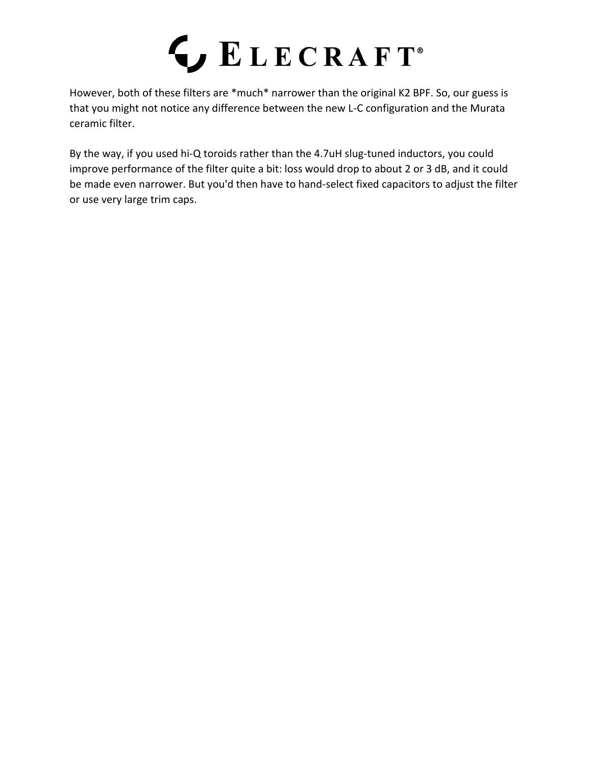However, both of these filters are *much* narrower than the original K2 BPF. So, our guess is that you might not notice any difference between the new L-C configuration and the Murata ceramic filter.

By the way, if you used hi-Q toroids rather than the 4.7uH slug-tuned inductors, you could improve performance of the filter quite a bit: loss would drop to about 2 or 3 dB, and it could be made even narrower. But you'd then have to hand-select fixed capacitors to adjust the filter or use very large trim caps.